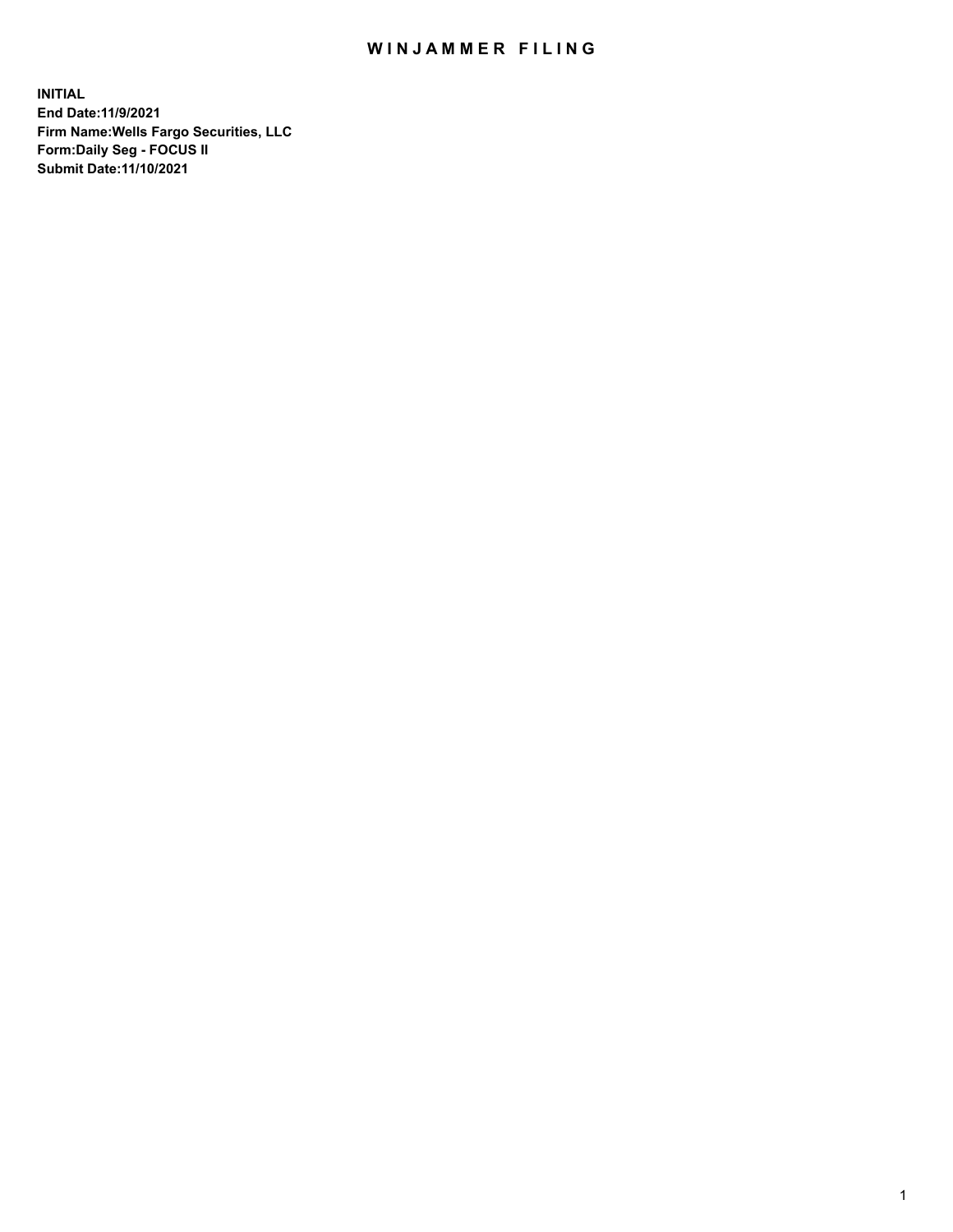# WINJAMMER FILING

**INITIAL**
**End Date:11/9/2021**
**Firm Name:Wells Fargo Securities, LLC**
**Form:Daily Seg - FOCUS II**
**Submit Date:11/10/2021**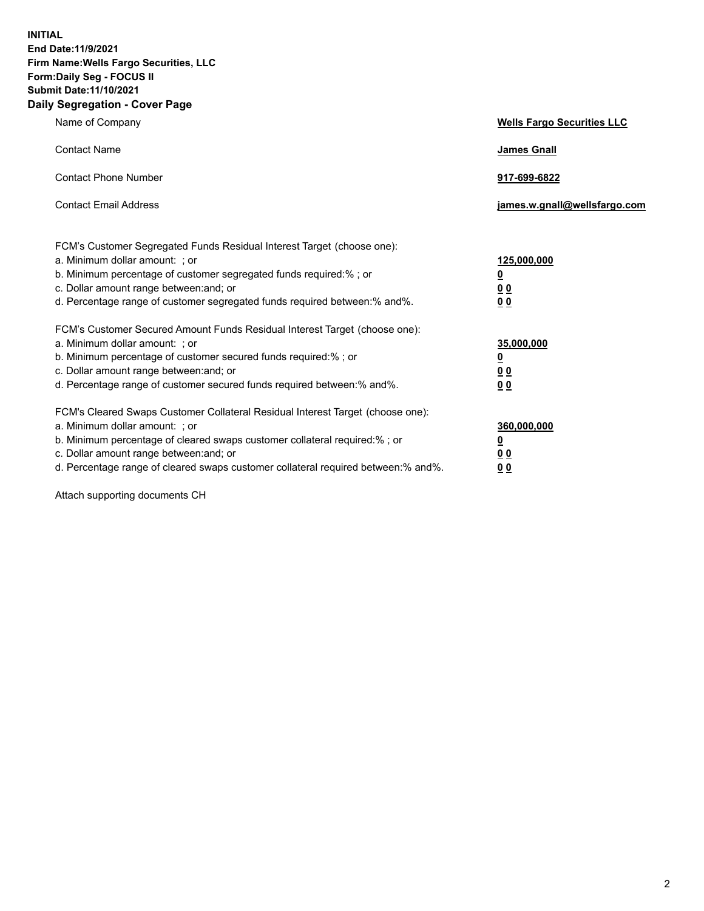**INITIAL**
**End Date:11/9/2021**
**Firm Name:Wells Fargo Securities, LLC**
**Form:Daily Seg - FOCUS II**
**Submit Date:11/10/2021**

## Daily Segregation - Cover Page

| | |
|---|---|
| Name of Company | **Wells Fargo Securities LLC** |
| Contact Name | **James Gnall** |
| Contact Phone Number | **917-699-6822** |
| Contact Email Address | **james.w.gnall@wellsfargo.com** |

FCM's Customer Segregated Funds Residual Interest Target (choose one):

| | |
|---|---|
| a. Minimum dollar amount: ; or | **125,000,000** |
| b. Minimum percentage of customer segregated funds required:% ; or | **0** |
| c. Dollar amount range between:and; or | **0 0** |
| d. Percentage range of customer segregated funds required between:% and%. | **0 0** |

FCM's Customer Secured Amount Funds Residual Interest Target (choose one):

| | |
|---|---|
| a. Minimum dollar amount: ; or | **35,000,000** |
| b. Minimum percentage of customer secured funds required:% ; or | **0** |
| c. Dollar amount range between:and; or | **0 0** |
| d. Percentage range of customer secured funds required between:% and%. | **0 0** |

FCM's Cleared Swaps Customer Collateral Residual Interest Target (choose one):

| | |
|---|---|
| a. Minimum dollar amount: ; or | **360,000,000** |
| b. Minimum percentage of cleared swaps customer collateral required:% ; or | **0** |
| c. Dollar amount range between:and; or | **0 0** |
| d. Percentage range of cleared swaps customer collateral required between:% and%. | **0 0** |

Attach supporting documents CH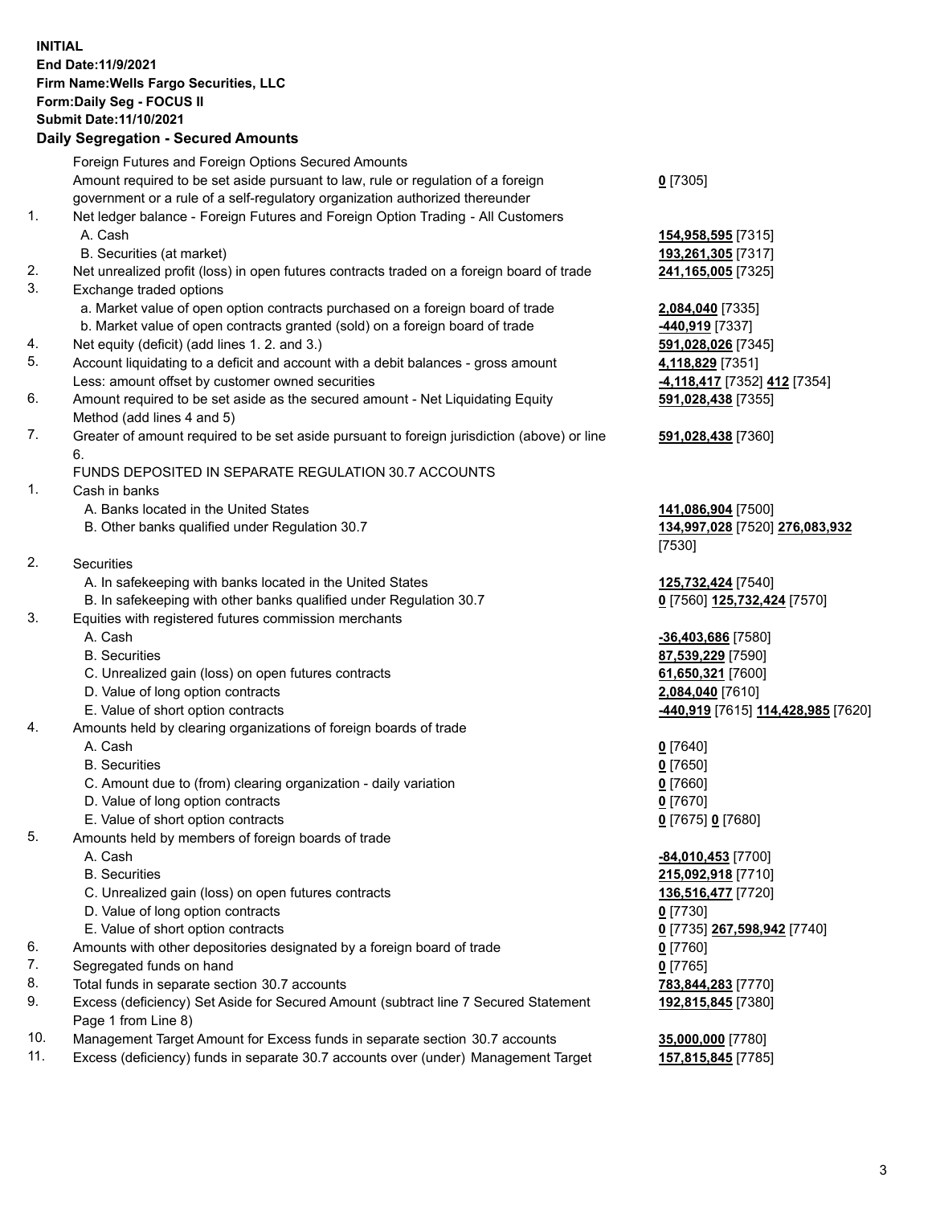**INITIAL**
**End Date:11/9/2021**
**Firm Name:Wells Fargo Securities, LLC**
**Form:Daily Seg - FOCUS II**
**Submit Date:11/10/2021**

## Daily Segregation - Secured Amounts

| | | |
|---|---|---|
| | Foreign Futures and Foreign Options Secured Amounts | |
| | Amount required to be set aside pursuant to law, rule or regulation of a foreign government or a rule of a self-regulatory organization authorized thereunder | **0** [7305] |
| 1. | Net ledger balance - Foreign Futures and Foreign Option Trading - All Customers | |
| | A. Cash | **154,958,595** [7315] |
| | B. Securities (at market) | **193,261,305** [7317] |
| 2. | Net unrealized profit (loss) in open futures contracts traded on a foreign board of trade | **241,165,005** [7325] |
| 3. | Exchange traded options | |
| | a. Market value of open option contracts purchased on a foreign board of trade | **2,084,040** [7335] |
| | b. Market value of open contracts granted (sold) on a foreign board of trade | **-440,919** [7337] |
| 4. | Net equity (deficit) (add lines 1. 2. and 3.) | **591,028,026** [7345] |
| 5. | Account liquidating to a deficit and account with a debit balances - gross amount | **4,118,829** [7351] |
| | Less: amount offset by customer owned securities | **-4,118,417** [7352] **412** [7354] |
| 6. | Amount required to be set aside as the secured amount - Net Liquidating Equity Method (add lines 4 and 5) | **591,028,438** [7355] |
| 7. | Greater of amount required to be set aside pursuant to foreign jurisdiction (above) or line 6. | **591,028,438** [7360] |
| | FUNDS DEPOSITED IN SEPARATE REGULATION 30.7 ACCOUNTS | |
| 1. | Cash in banks | |
| | A. Banks located in the United States | **141,086,904** [7500] |
| | B. Other banks qualified under Regulation 30.7 | **134,997,028** [7520] **276,083,932** [7530] |
| 2. | Securities | |
| | A. In safekeeping with banks located in the United States | **125,732,424** [7540] |
| | B. In safekeeping with other banks qualified under Regulation 30.7 | **0** [7560] **125,732,424** [7570] |
| 3. | Equities with registered futures commission merchants | |
| | A. Cash | **-36,403,686** [7580] |
| | B. Securities | **87,539,229** [7590] |
| | C. Unrealized gain (loss) on open futures contracts | **61,650,321** [7600] |
| | D. Value of long option contracts | **2,084,040** [7610] |
| | E. Value of short option contracts | **-440,919** [7615] **114,428,985** [7620] |
| 4. | Amounts held by clearing organizations of foreign boards of trade | |
| | A. Cash | **0** [7640] |
| | B. Securities | **0** [7650] |
| | C. Amount due to (from) clearing organization - daily variation | **0** [7660] |
| | D. Value of long option contracts | **0** [7670] |
| | E. Value of short option contracts | **0** [7675] **0** [7680] |
| 5. | Amounts held by members of foreign boards of trade | |
| | A. Cash | **-84,010,453** [7700] |
| | B. Securities | **215,092,918** [7710] |
| | C. Unrealized gain (loss) on open futures contracts | **136,516,477** [7720] |
| | D. Value of long option contracts | **0** [7730] |
| | E. Value of short option contracts | **0** [7735] **267,598,942** [7740] |
| 6. | Amounts with other depositories designated by a foreign board of trade | **0** [7760] |
| 7. | Segregated funds on hand | **0** [7765] |
| 8. | Total funds in separate section 30.7 accounts | **783,844,283** [7770] |
| 9. | Excess (deficiency) Set Aside for Secured Amount (subtract line 7 Secured Statement Page 1 from Line 8) | **192,815,845** [7380] |
| 10. | Management Target Amount for Excess funds in separate section 30.7 accounts | **35,000,000** [7780] |
| 11. | Excess (deficiency) funds in separate 30.7 accounts over (under) Management Target | **157,815,845** [7785] |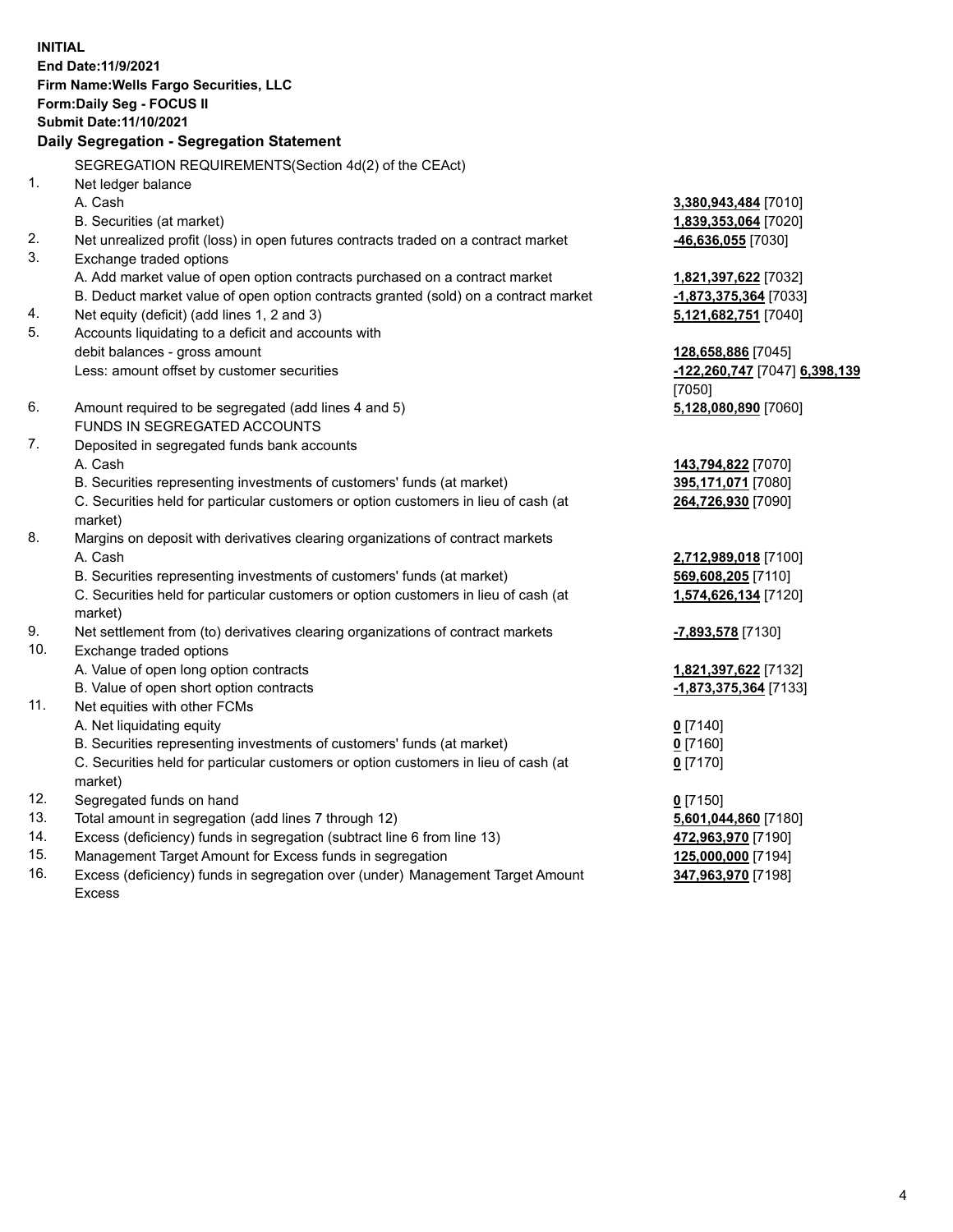**INITIAL**
**End Date:11/9/2021**
**Firm Name:Wells Fargo Securities, LLC**
**Form:Daily Seg - FOCUS II**
**Submit Date:11/10/2021**

## Daily Segregation - Segregation Statement

SEGREGATION REQUIREMENTS(Section 4d(2) of the CEAct)

| | | |
|---|---|---|
| 1. | Net ledger balance | |
| | A. Cash | **3,380,943,484** [7010] |
| | B. Securities (at market) | **1,839,353,064** [7020] |
| 2. | Net unrealized profit (loss) in open futures contracts traded on a contract market | **-46,636,055** [7030] |
| 3. | Exchange traded options | |
| | A. Add market value of open option contracts purchased on a contract market | **1,821,397,622** [7032] |
| | B. Deduct market value of open option contracts granted (sold) on a contract market | **-1,873,375,364** [7033] |
| 4. | Net equity (deficit) (add lines 1, 2 and 3) | **5,121,682,751** [7040] |
| 5. | Accounts liquidating to a deficit and accounts with debit balances - gross amount | **128,658,886** [7045] |
| | Less: amount offset by customer securities | **-122,260,747** [7047] **6,398,139** [7050] |
| 6. | Amount required to be segregated (add lines 4 and 5) | **5,128,080,890** [7060] |
| | FUNDS IN SEGREGATED ACCOUNTS | |
| 7. | Deposited in segregated funds bank accounts | |
| | A. Cash | **143,794,822** [7070] |
| | B. Securities representing investments of customers' funds (at market) | **395,171,071** [7080] |
| | C. Securities held for particular customers or option customers in lieu of cash (at market) | **264,726,930** [7090] |
| 8. | Margins on deposit with derivatives clearing organizations of contract markets | |
| | A. Cash | **2,712,989,018** [7100] |
| | B. Securities representing investments of customers' funds (at market) | **569,608,205** [7110] |
| | C. Securities held for particular customers or option customers in lieu of cash (at market) | **1,574,626,134** [7120] |
| 9. | Net settlement from (to) derivatives clearing organizations of contract markets | **-7,893,578** [7130] |
| 10. | Exchange traded options | |
| | A. Value of open long option contracts | **1,821,397,622** [7132] |
| | B. Value of open short option contracts | **-1,873,375,364** [7133] |
| 11. | Net equities with other FCMs | |
| | A. Net liquidating equity | **0** [7140] |
| | B. Securities representing investments of customers' funds (at market) | **0** [7160] |
| | C. Securities held for particular customers or option customers in lieu of cash (at market) | **0** [7170] |
| 12. | Segregated funds on hand | **0** [7150] |
| 13. | Total amount in segregation (add lines 7 through 12) | **5,601,044,860** [7180] |
| 14. | Excess (deficiency) funds in segregation (subtract line 6 from line 13) | **472,963,970** [7190] |
| 15. | Management Target Amount for Excess funds in segregation | **125,000,000** [7194] |
| 16. | Excess (deficiency) funds in segregation over (under) Management Target Amount Excess | **347,963,970** [7198] |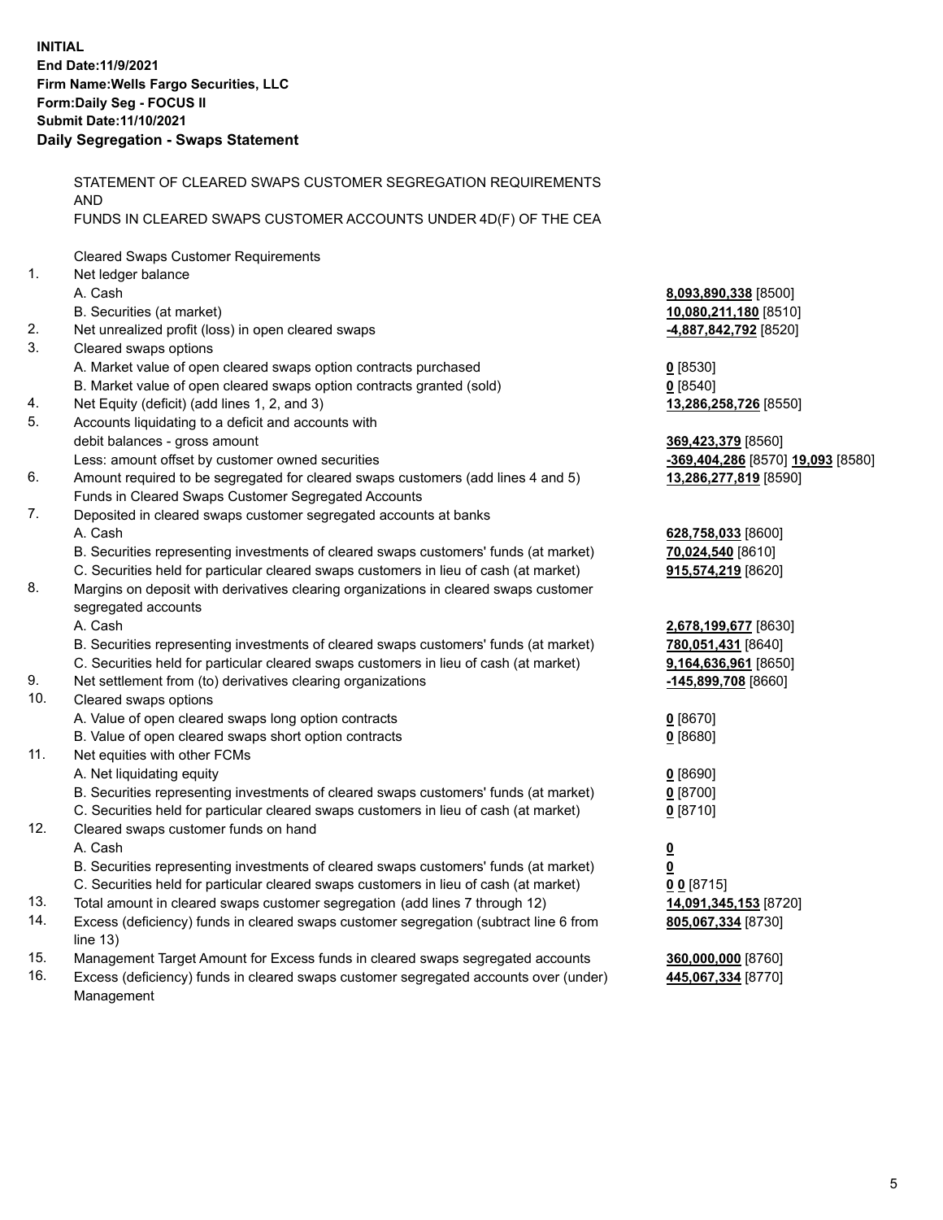**INITIAL**
**End Date:11/9/2021**
**Firm Name:Wells Fargo Securities, LLC**
**Form:Daily Seg - FOCUS II**
**Submit Date:11/10/2021**
**Daily Segregation - Swaps Statement**

STATEMENT OF CLEARED SWAPS CUSTOMER SEGREGATION REQUIREMENTS AND FUNDS IN CLEARED SWAPS CUSTOMER ACCOUNTS UNDER 4D(F) OF THE CEA

| | | |
|---|---|---|
| | Cleared Swaps Customer Requirements | |
| 1. | Net ledger balance | |
| | A. Cash | **8,093,890,338** [8500] |
| | B. Securities (at market) | **10,080,211,180** [8510] |
| 2. | Net unrealized profit (loss) in open cleared swaps | **-4,887,842,792** [8520] |
| 3. | Cleared swaps options | |
| | A. Market value of open cleared swaps option contracts purchased | **0** [8530] |
| | B. Market value of open cleared swaps option contracts granted (sold) | **0** [8540] |
| 4. | Net Equity (deficit) (add lines 1, 2, and 3) | **13,286,258,726** [8550] |
| 5. | Accounts liquidating to a deficit and accounts with debit balances - gross amount | **369,423,379** [8560] |
| | Less: amount offset by customer owned securities | **-369,404,286** [8570] **19,093** [8580] |
| 6. | Amount required to be segregated for cleared swaps customers (add lines 4 and 5) | **13,286,277,819** [8590] |
| | Funds in Cleared Swaps Customer Segregated Accounts | |
| 7. | Deposited in cleared swaps customer segregated accounts at banks | |
| | A. Cash | **628,758,033** [8600] |
| | B. Securities representing investments of cleared swaps customers' funds (at market) | **70,024,540** [8610] |
| | C. Securities held for particular cleared swaps customers in lieu of cash (at market) | **915,574,219** [8620] |
| 8. | Margins on deposit with derivatives clearing organizations in cleared swaps customer segregated accounts | |
| | A. Cash | **2,678,199,677** [8630] |
| | B. Securities representing investments of cleared swaps customers' funds (at market) | **780,051,431** [8640] |
| | C. Securities held for particular cleared swaps customers in lieu of cash (at market) | **9,164,636,961** [8650] |
| 9. | Net settlement from (to) derivatives clearing organizations | **-145,899,708** [8660] |
| 10. | Cleared swaps options | |
| | A. Value of open cleared swaps long option contracts | **0** [8670] |
| | B. Value of open cleared swaps short option contracts | **0** [8680] |
| 11. | Net equities with other FCMs | |
| | A. Net liquidating equity | **0** [8690] |
| | B. Securities representing investments of cleared swaps customers' funds (at market) | **0** [8700] |
| | C. Securities held for particular cleared swaps customers in lieu of cash (at market) | **0** [8710] |
| 12. | Cleared swaps customer funds on hand | |
| | A. Cash | **0** |
| | B. Securities representing investments of cleared swaps customers' funds (at market) | **0** |
| | C. Securities held for particular cleared swaps customers in lieu of cash (at market) | **0** **0** [8715] |
| 13. | Total amount in cleared swaps customer segregation (add lines 7 through 12) | **14,091,345,153** [8720] |
| 14. | Excess (deficiency) funds in cleared swaps customer segregation (subtract line 6 from line 13) | **805,067,334** [8730] |
| 15. | Management Target Amount for Excess funds in cleared swaps segregated accounts | **360,000,000** [8760] |
| 16. | Excess (deficiency) funds in cleared swaps customer segregated accounts over (under) Management | **445,067,334** [8770] |